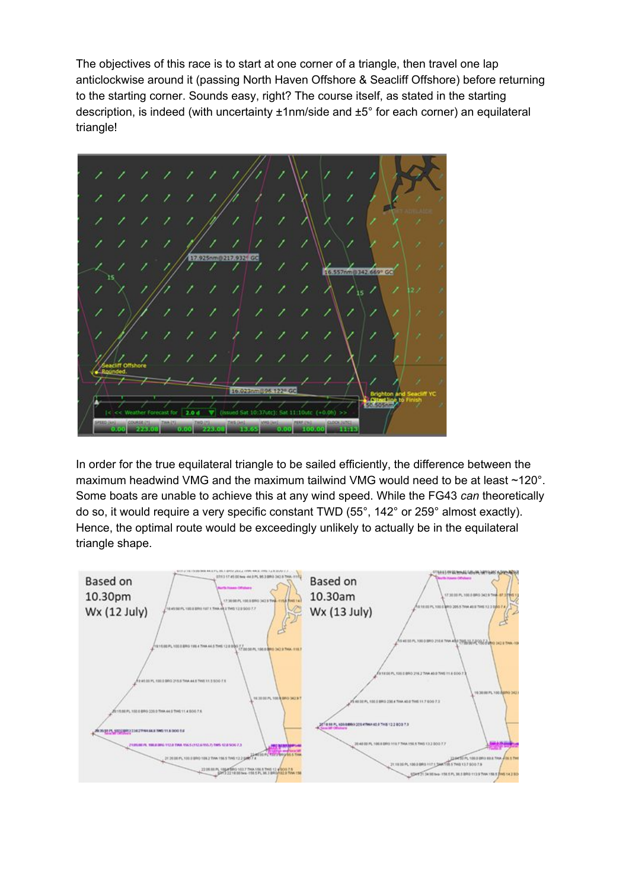The objectives of this race is to start at one corner of a triangle, then travel one lap anticlockwise around it (passing North Haven Offshore & Seacliff Offshore) before returning to the starting corner. Sounds easy, right? The course itself, as stated in the starting description, is indeed (with uncertainty ±1nm/side and ±5° for each corner) an equilateral triangle!

In order for the true equilateral triangle to be sailed efficiently, the difference between the maximum headwind VMG and the maximum tailwind VMG would need to be at least ~120°. Some boats are unable to achieve this at any wind speed. While the FG43 *can* theoretically do so, it would require a very specific constant TWD (55°, 142° or 259° almost exactly). Hence, the optimal route would be exceedingly unlikely to actually be in the equilateral triangle shape.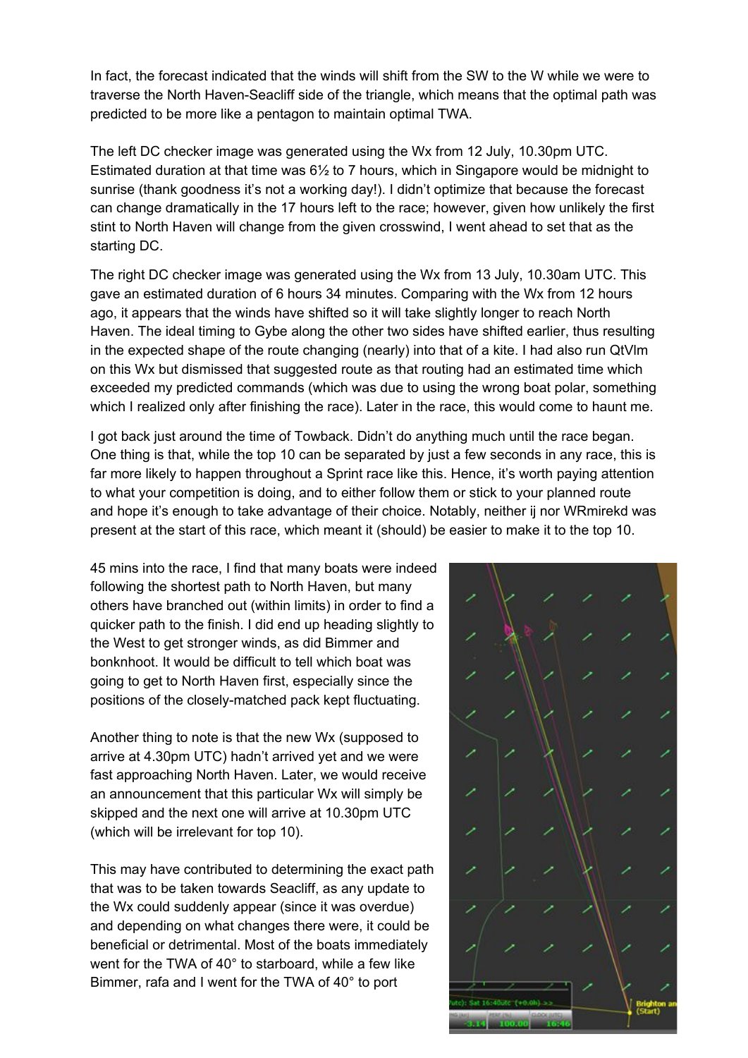In fact, the forecast indicated that the winds will shift from the SW to the W while we were to traverse the North Haven-Seacliff side of the triangle, which means that the optimal path was predicted to be more like a pentagon to maintain optimal TWA.

The left DC checker image was generated using the Wx from 12 July, 10.30pm UTC. Estimated duration at that time was 6½ to 7 hours, which in Singapore would be midnight to sunrise (thank goodness it's not a working day!). I didn't optimize that because the forecast can change dramatically in the 17 hours left to the race; however, given how unlikely the first stint to North Haven will change from the given crosswind, I went ahead to set that as the starting DC.

The right DC checker image was generated using the Wx from 13 July, 10.30am UTC. This gave an estimated duration of 6 hours 34 minutes. Comparing with the Wx from 12 hours ago, it appears that the winds have shifted so it will take slightly longer to reach North Haven. The ideal timing to Gybe along the other two sides have shifted earlier, thus resulting in the expected shape of the route changing (nearly) into that of a kite. I had also run QtVlm on this Wx but dismissed that suggested route as that routing had an estimated time which exceeded my predicted commands (which was due to using the wrong boat polar, something which I realized only after finishing the race). Later in the race, this would come to haunt me.

I got back just around the time of Towback. Didn't do anything much until the race began. One thing is that, while the top 10 can be separated by just a few seconds in any race, this is far more likely to happen throughout a Sprint race like this. Hence, it's worth paying attention to what your competition is doing, and to either follow them or stick to your planned route and hope it's enough to take advantage of their choice. Notably, neither ij nor WRmirekd was present at the start of this race, which meant it (should) be easier to make it to the top 10.

45 mins into the race, I find that many boats were indeed following the shortest path to North Haven, but many others have branched out (within limits) in order to find a quicker path to the finish. I did end up heading slightly to the West to get stronger winds, as did Bimmer and bonknhoot. It would be difficult to tell which boat was going to get to North Haven first, especially since the positions of the closely-matched pack kept fluctuating.

Another thing to note is that the new Wx (supposed to arrive at 4.30pm UTC) hadn't arrived yet and we were fast approaching North Haven. Later, we would receive an announcement that this particular Wx will simply be skipped and the next one will arrive at 10.30pm UTC (which will be irrelevant for top 10).

This may have contributed to determining the exact path that was to be taken towards Seacliff, as any update to the Wx could suddenly appear (since it was overdue) and depending on what changes there were, it could be beneficial or detrimental. Most of the boats immediately went for the TWA of 40° to starboard, while a few like Bimmer, rafa and I went for the TWA of 40° to port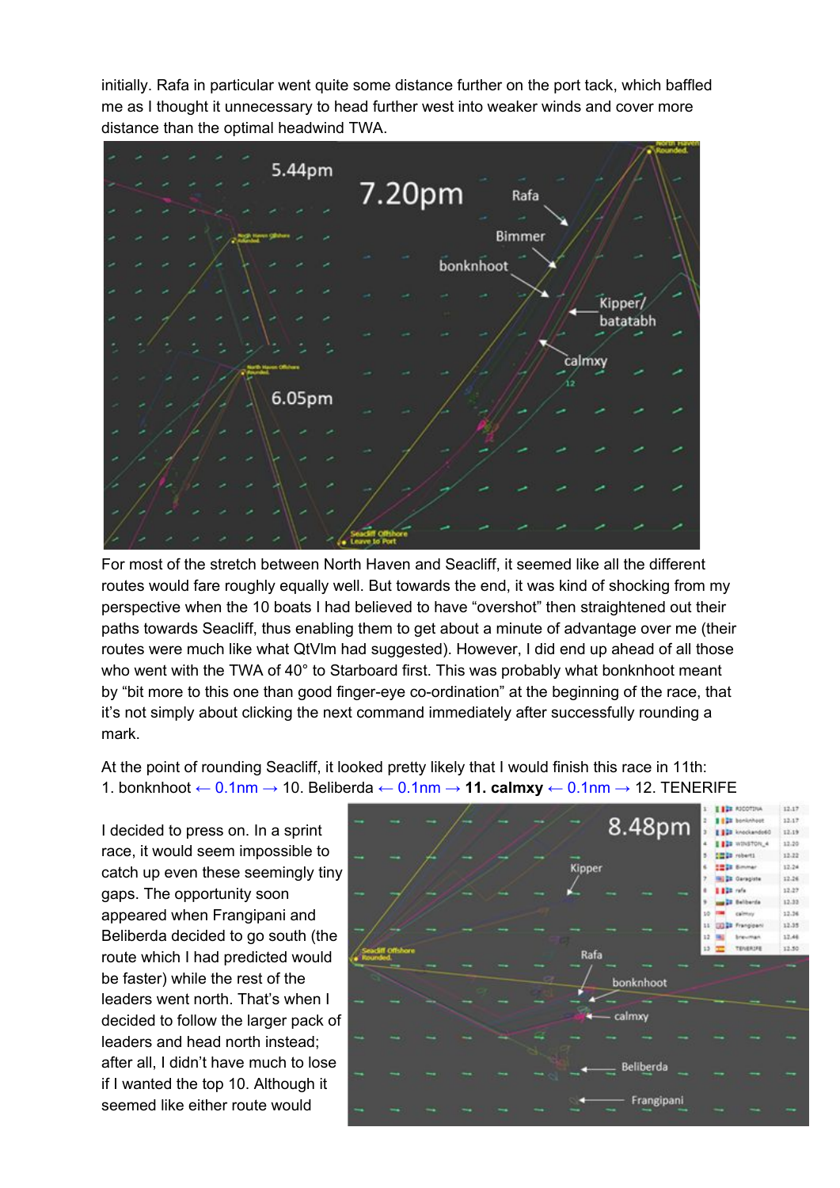initially. Rafa in particular went quite some distance further on the port tack, which baffled me as I thought it unnecessary to head further west into weaker winds and cover more distance than the optimal headwind TWA.

For most of the stretch between North Haven and Seacliff, it seemed like all the different routes would fare roughly equally well. But towards the end, it was kind of shocking from my perspective when the 10 boats I had believed to have “overshot” then straightened out their paths towards Seacliff, thus enabling them to get about a minute of advantage over me (their routes were much like what QtVlm had suggested). However, I did end up ahead of all those who went with the TWA of 40° to Starboard first. This was probably what bonknhoot meant by “bit more to this one than good finger-eye co-ordination” at the beginning of the race, that it’s not simply about clicking the next command immediately after successfully rounding a mark.

At the point of rounding Seacliff, it looked pretty likely that I would finish this race in 11th:
1. bonknhoot ← 0.1nm → 10. Beliberda ← 0.1nm → **11. calmxy** ← 0.1nm → 12. TENERIFE

I decided to press on. In a sprint race, it would seem impossible to catch up even these seemingly tiny gaps. The opportunity soon appeared when Frangipani and Beliberda decided to go south (the route which I had predicted would be faster) while the rest of the leaders went north. That’s when I decided to follow the larger pack of leaders and head north instead; after all, I didn’t have much to lose if I wanted the top 10. Although it seemed like either route would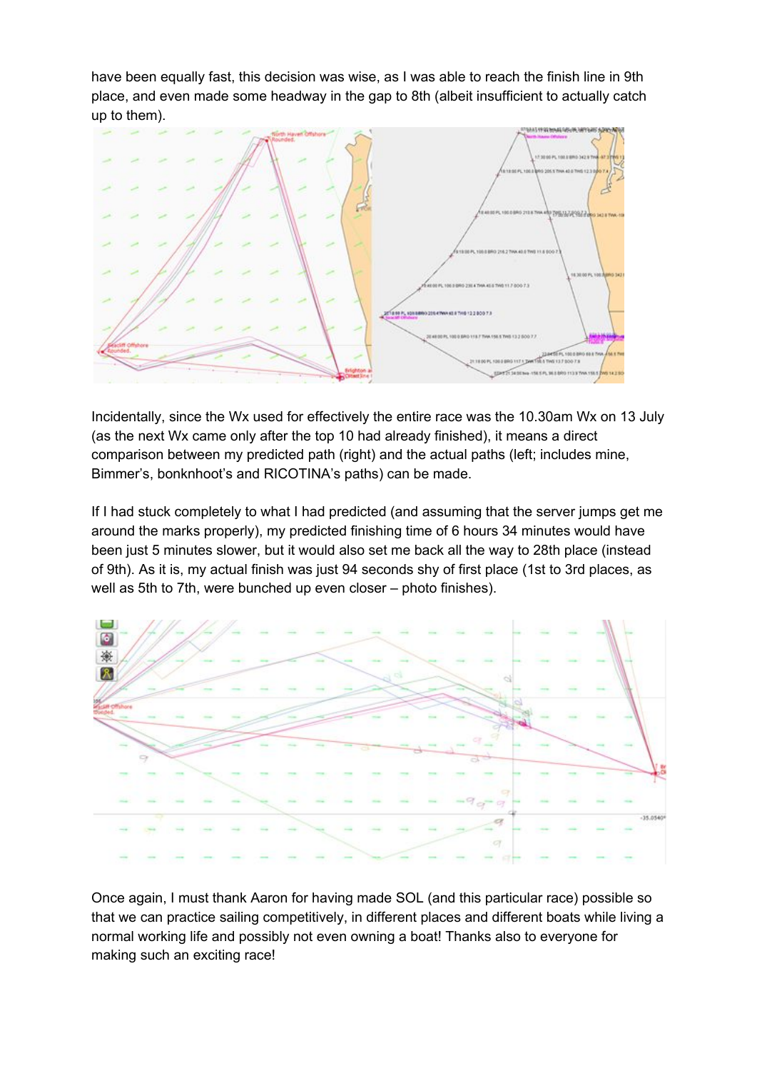have been equally fast, this decision was wise, as I was able to reach the finish line in 9th place, and even made some headway in the gap to 8th (albeit insufficient to actually catch up to them).

Incidentally, since the Wx used for effectively the entire race was the 10.30am Wx on 13 July (as the next Wx came only after the top 10 had already finished), it means a direct comparison between my predicted path (right) and the actual paths (left; includes mine, Bimmer's, bonknhoot's and RICOTINA's paths) can be made.

If I had stuck completely to what I had predicted (and assuming that the server jumps get me around the marks properly), my predicted finishing time of 6 hours 34 minutes would have been just 5 minutes slower, but it would also set me back all the way to 28th place (instead of 9th). As it is, my actual finish was just 94 seconds shy of first place (1st to 3rd places, as well as 5th to 7th, were bunched up even closer – photo finishes).

Once again, I must thank Aaron for having made SOL (and this particular race) possible so that we can practice sailing competitively, in different places and different boats while living a normal working life and possibly not even owning a boat! Thanks also to everyone for making such an exciting race!